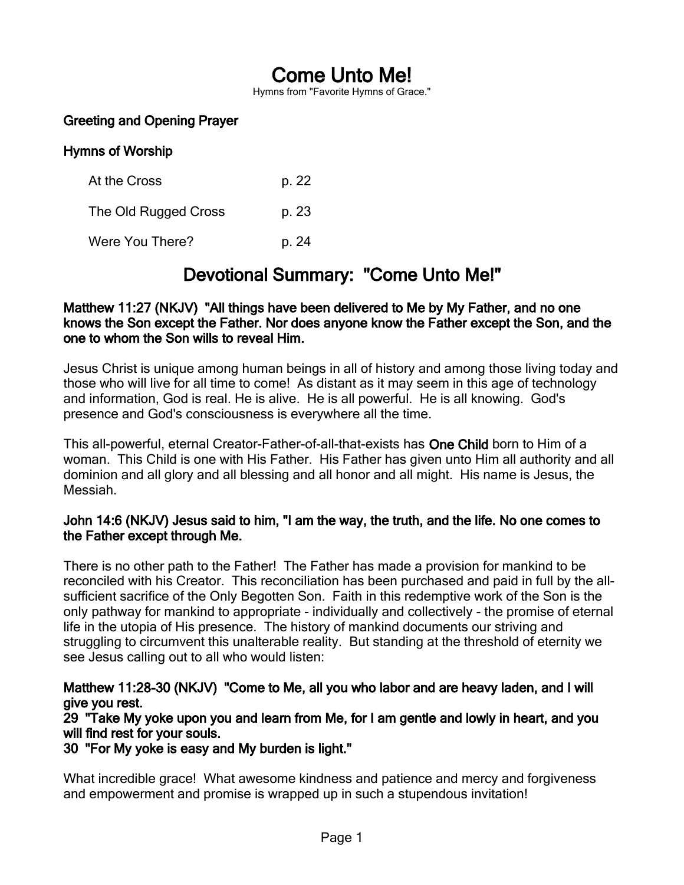# Come Unto Me!

Hymns from "Favorite Hymns of Grace."

**Greeting and Opening Prayer**

**Hymns of Worship**

| | |
|---|---|
| At the Cross | p. 22 |
| The Old Rugged Cross | p. 23 |
| Were You There? | p. 24 |

## Devotional Summary: "Come Unto Me!"

**Matthew 11:27 (NKJV) "All things have been delivered to Me by My Father, and no one knows the Son except the Father. Nor does anyone know the Father except the Son, and the one to whom the Son wills to reveal Him.**

Jesus Christ is unique among human beings in all of history and among those living today and those who will live for all time to come! As distant as it may seem in this age of technology and information, God is real. He is alive. He is all powerful. He is all knowing. God's presence and God's consciousness is everywhere all the time.

This all-powerful, eternal Creator-Father-of-all-that-exists has **One Child** born to Him of a woman. This Child is one with His Father. His Father has given unto Him all authority and all dominion and all glory and all blessing and all honor and all might. His name is Jesus, the Messiah.

**John 14:6 (NKJV) Jesus said to him, "I am the way, the truth, and the life. No one comes to the Father except through Me.**

There is no other path to the Father! The Father has made a provision for mankind to be reconciled with his Creator. This reconciliation has been purchased and paid in full by the all-sufficient sacrifice of the Only Begotten Son. Faith in this redemptive work of the Son is the only pathway for mankind to appropriate - individually and collectively - the promise of eternal life in the utopia of His presence. The history of mankind documents our striving and struggling to circumvent this unalterable reality. But standing at the threshold of eternity we see Jesus calling out to all who would listen:

**Matthew 11:28-30 (NKJV) "Come to Me, all you who labor and are heavy laden, and I will give you rest.**
**29 "Take My yoke upon you and learn from Me, for I am gentle and lowly in heart, and you will find rest for your souls.**
**30 "For My yoke is easy and My burden is light."**

What incredible grace! What awesome kindness and patience and mercy and forgiveness and empowerment and promise is wrapped up in such a stupendous invitation!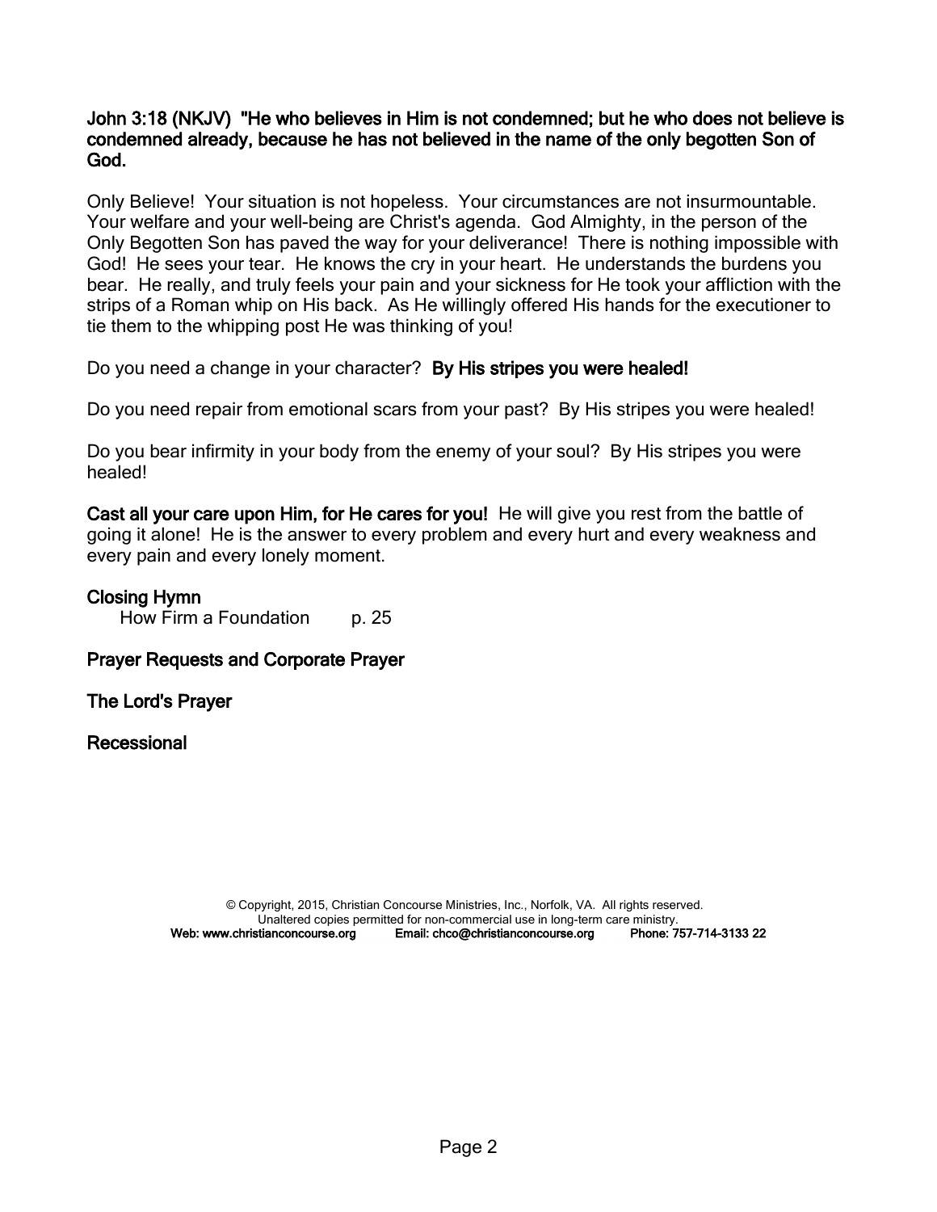**John 3:18 (NKJV) "He who believes in Him is not condemned; but he who does not believe is condemned already, because he has not believed in the name of the only begotten Son of God.**

Only Believe! Your situation is not hopeless. Your circumstances are not insurmountable. Your welfare and your well-being are Christ's agenda. God Almighty, in the person of the Only Begotten Son has paved the way for your deliverance! There is nothing impossible with God! He sees your tear. He knows the cry in your heart. He understands the burdens you bear. He really, and truly feels your pain and your sickness for He took your affliction with the strips of a Roman whip on His back. As He willingly offered His hands for the executioner to tie them to the whipping post He was thinking of you!

Do you need a change in your character? **By His stripes you were healed!**

Do you need repair from emotional scars from your past? By His stripes you were healed!

Do you bear infirmity in your body from the enemy of your soul? By His stripes you were healed!

**Cast all your care upon Him, for He cares for you!** He will give you rest from the battle of going it alone! He is the answer to every problem and every hurt and every weakness and every pain and every lonely moment.

**Closing Hymn**

How Firm a Foundation p. 25

**Prayer Requests and Corporate Prayer**

**The Lord's Prayer**

**Recessional**

© Copyright, 2015, Christian Concourse Ministries, Inc., Norfolk, VA. All rights reserved.
Unaltered copies permitted for non-commercial use in long-term care ministry.
**Web: www.christianconcourse.org Email: chco@christianconcourse.org Phone: 757-714-3133 22**